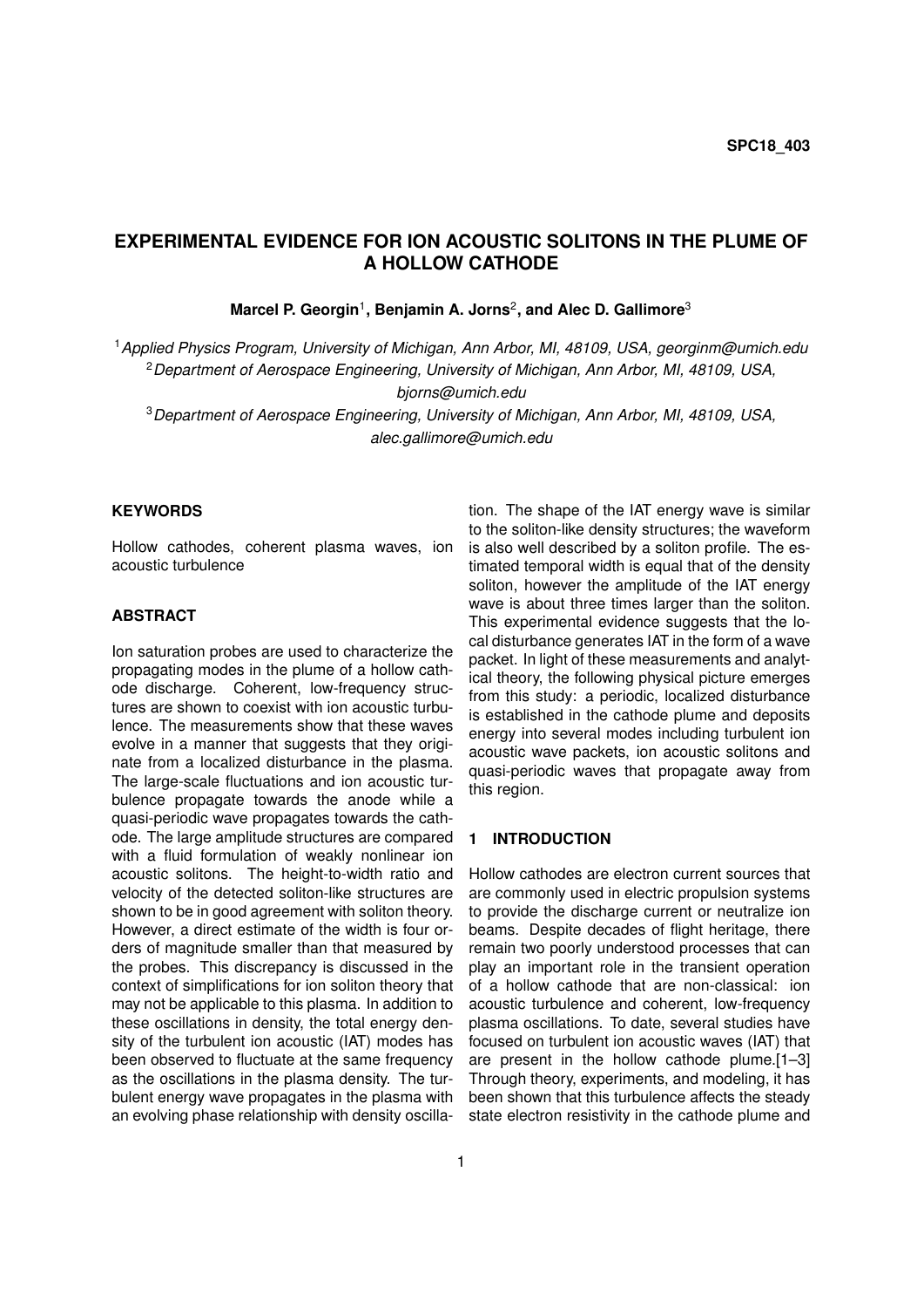SPC18_403

# EXPERIMENTAL EVIDENCE FOR ION ACOUSTIC SOLITONS IN THE PLUME OF A HOLLOW CATHODE

**Marcel P. Georgin[1], Benjamin A. Jorns[2], and Alec D. Gallimore[3]**

[1] *Applied Physics Program, University of Michigan, Ann Arbor, MI, 48109, USA, georginm@umich.edu*
[2] *Department of Aerospace Engineering, University of Michigan, Ann Arbor, MI, 48109, USA, bjorns@umich.edu*
[3] *Department of Aerospace Engineering, University of Michigan, Ann Arbor, MI, 48109, USA, alec.gallimore@umich.edu*

## KEYWORDS

Hollow cathodes, coherent plasma waves, ion acoustic turbulence

## ABSTRACT

Ion saturation probes are used to characterize the propagating modes in the plume of a hollow cathode discharge. Coherent, low-frequency structures are shown to coexist with ion acoustic turbulence. The measurements show that these waves evolve in a manner that suggests that they originate from a localized disturbance in the plasma. The large-scale fluctuations and ion acoustic turbulence propagate towards the anode while a quasi-periodic wave propagates towards the cathode. The large amplitude structures are compared with a fluid formulation of weakly nonlinear ion acoustic solitons. The height-to-width ratio and velocity of the detected soliton-like structures are shown to be in good agreement with soliton theory. However, a direct estimate of the width is four orders of magnitude smaller than that measured by the probes. This discrepancy is discussed in the context of simplifications for ion soliton theory that may not be applicable to this plasma. In addition to these oscillations in density, the total energy density of the turbulent ion acoustic (IAT) modes has been observed to fluctuate at the same frequency as the oscillations in the plasma density. The turbulent energy wave propagates in the plasma with an evolving phase relationship with density oscillation. The shape of the IAT energy wave is similar to the soliton-like density structures; the waveform is also well described by a soliton profile. The estimated temporal width is equal that of the density soliton, however the amplitude of the IAT energy wave is about three times larger than the soliton. This experimental evidence suggests that the local disturbance generates IAT in the form of a wave packet. In light of these measurements and analytical theory, the following physical picture emerges from this study: a periodic, localized disturbance is established in the cathode plume and deposits energy into several modes including turbulent ion acoustic wave packets, ion acoustic solitons and quasi-periodic waves that propagate away from this region.

## 1 INTRODUCTION

Hollow cathodes are electron current sources that are commonly used in electric propulsion systems to provide the discharge current or neutralize ion beams. Despite decades of flight heritage, there remain two poorly understood processes that can play an important role in the transient operation of a hollow cathode that are non-classical: ion acoustic turbulence and coherent, low-frequency plasma oscillations. To date, several studies have focused on turbulent ion acoustic waves (IAT) that are present in the hollow cathode plume.[1–3] Through theory, experiments, and modeling, it has been shown that this turbulence affects the steady state electron resistivity in the cathode plume and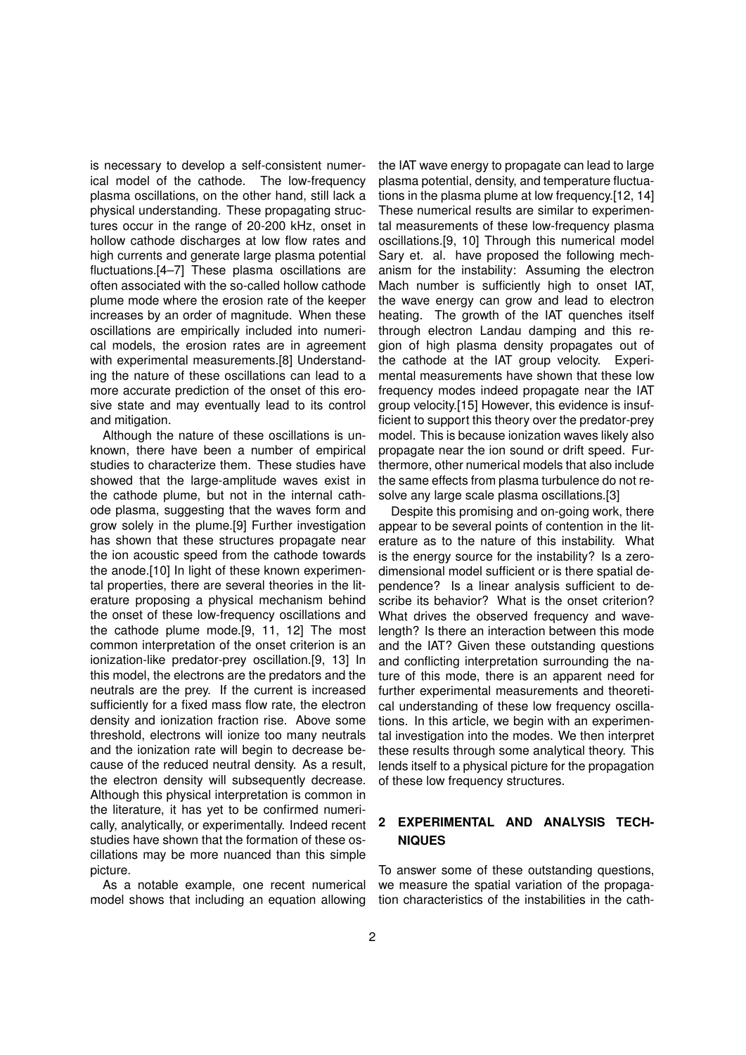is necessary to develop a self-consistent numerical model of the cathode. The low-frequency plasma oscillations, on the other hand, still lack a physical understanding. These propagating structures occur in the range of 20-200 kHz, onset in hollow cathode discharges at low flow rates and high currents and generate large plasma potential fluctuations.[4–7] These plasma oscillations are often associated with the so-called hollow cathode plume mode where the erosion rate of the keeper increases by an order of magnitude. When these oscillations are empirically included into numerical models, the erosion rates are in agreement with experimental measurements.[8] Understanding the nature of these oscillations can lead to a more accurate prediction of the onset of this erosive state and may eventually lead to its control and mitigation.

Although the nature of these oscillations is unknown, there have been a number of empirical studies to characterize them. These studies have showed that the large-amplitude waves exist in the cathode plume, but not in the internal cathode plasma, suggesting that the waves form and grow solely in the plume.[9] Further investigation has shown that these structures propagate near the ion acoustic speed from the cathode towards the anode.[10] In light of these known experimental properties, there are several theories in the literature proposing a physical mechanism behind the onset of these low-frequency oscillations and the cathode plume mode.[9, 11, 12] The most common interpretation of the onset criterion is an ionization-like predator-prey oscillation.[9, 13] In this model, the electrons are the predators and the neutrals are the prey. If the current is increased sufficiently for a fixed mass flow rate, the electron density and ionization fraction rise. Above some threshold, electrons will ionize too many neutrals and the ionization rate will begin to decrease because of the reduced neutral density. As a result, the electron density will subsequently decrease. Although this physical interpretation is common in the literature, it has yet to be confirmed numerically, analytically, or experimentally. Indeed recent studies have shown that the formation of these oscillations may be more nuanced than this simple picture.

As a notable example, one recent numerical model shows that including an equation allowing the IAT wave energy to propagate can lead to large plasma potential, density, and temperature fluctuations in the plasma plume at low frequency.[12, 14] These numerical results are similar to experimental measurements of these low-frequency plasma oscillations.[9, 10] Through this numerical model Sary et. al. have proposed the following mechanism for the instability: Assuming the electron Mach number is sufficiently high to onset IAT, the wave energy can grow and lead to electron heating. The growth of the IAT quenches itself through electron Landau damping and this region of high plasma density propagates out of the cathode at the IAT group velocity. Experimental measurements have shown that these low frequency modes indeed propagate near the IAT group velocity.[15] However, this evidence is insufficient to support this theory over the predator-prey model. This is because ionization waves likely also propagate near the ion sound or drift speed. Furthermore, other numerical models that also include the same effects from plasma turbulence do not resolve any large scale plasma oscillations.[3]

Despite this promising and on-going work, there appear to be several points of contention in the literature as to the nature of this instability. What is the energy source for the instability? Is a zero-dimensional model sufficient or is there spatial dependence? Is a linear analysis sufficient to describe its behavior? What is the onset criterion? What drives the observed frequency and wavelength? Is there an interaction between this mode and the IAT? Given these outstanding questions and conflicting interpretation surrounding the nature of this mode, there is an apparent need for further experimental measurements and theoretical understanding of these low frequency oscillations. In this article, we begin with an experimental investigation into the modes. We then interpret these results through some analytical theory. This lends itself to a physical picture for the propagation of these low frequency structures.

## 2 EXPERIMENTAL AND ANALYSIS TECHNIQUES

To answer some of these outstanding questions, we measure the spatial variation of the propagation characteristics of the instabilities in the cath-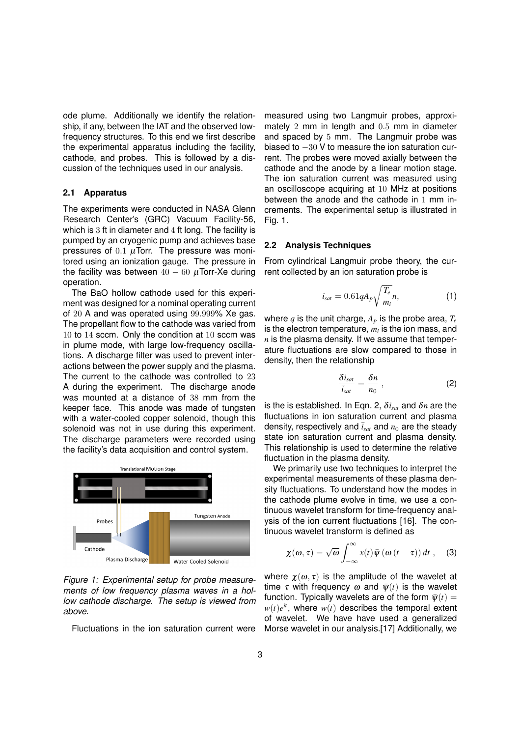ode plume. Additionally we identify the relationship, if any, between the IAT and the observed low-frequency structures. To this end we first describe the experimental apparatus including the facility, cathode, and probes. This is followed by a discussion of the techniques used in our analysis.

### 2.1 Apparatus

The experiments were conducted in NASA Glenn Research Center's (GRC) Vacuum Facility-56, which is 3 ft in diameter and 4 ft long. The facility is pumped by an cryogenic pump and achieves base pressures of $0.1$ $\mu$Torr. The pressure was monitored using an ionization gauge. The pressure in the facility was between $40-60$ $\mu$Torr-Xe during operation.

The BaO hollow cathode used for this experiment was designed for a nominal operating current of $20$ A and was operated using $99.999$% Xe gas. The propellant flow to the cathode was varied from $10$ to $14$ sccm. Only the condition at $10$ sccm was in plume mode, with large low-frequency oscillations. A discharge filter was used to prevent interactions between the power supply and the plasma. The current to the cathode was controlled to $23$ A during the experiment. The discharge anode was mounted at a distance of $38$ mm from the keeper face. This anode was made of tungsten with a water-cooled copper solenoid, though this solenoid was not in use during this experiment. The discharge parameters were recorded using the facility's data acquisition and control system.

*Figure 1: Experimental setup for probe measurements of low frequency plasma waves in a hollow cathode discharge. The setup is viewed from above.*

Fluctuations in the ion saturation current were measured using two Langmuir probes, approximately $2$ mm in length and $0.5$ mm in diameter and spaced by $5$ mm. The Langmuir probe was biased to $-30$ V to measure the ion saturation current. The probes were moved axially between the cathode and the anode by a linear motion stage. The ion saturation current was measured using an oscilloscope acquiring at $10$ MHz at positions between the anode and the cathode in $1$ mm increments. The experimental setup is illustrated in Fig. 1.

### 2.2 Analysis Techniques

From cylindrical Langmuir probe theory, the current collected by an ion saturation probe is

$$i_{sat} = 0.61 q A_p \sqrt{\frac{T_e}{m_i}} n, \tag{1}$$

where $q$ is the unit charge, $A_p$ is the probe area, $T_e$ is the electron temperature, $m_i$ is the ion mass, and $n$ is the plasma density. If we assume that temperature fluctuations are slow compared to those in density, then the relationship

$$\frac{\delta i_{sat}}{\bar{i}_{sat}} = \frac{\delta n}{n_0} , \tag{2}$$

is the is established. In Eqn. 2, $\delta i_{sat}$ and $\delta n$ are the fluctuations in ion saturation current and plasma density, respectively and $\bar{i}_{sat}$ and $n_0$ are the steady state ion saturation current and plasma density. This relationship is used to determine the relative fluctuation in the plasma density.

We primarily use two techniques to interpret the experimental measurements of these plasma density fluctuations. To understand how the modes in the cathode plume evolve in time, we use a continuous wavelet transform for time-frequency analysis of the ion current fluctuations [16]. The continuous wavelet transform is defined as

$$\chi(\omega, \tau) = \sqrt{\omega} \int_{-\infty}^{\infty} x(t) \bar{\psi}\left(\omega\left(t-\tau\right)\right) dt , \tag{3}$$

where $\chi(\omega, \tau)$ is the amplitude of the wavelet at time $\tau$ with frequency $\omega$ and $\bar{\psi}(t)$ is the wavelet function. Typically wavelets are of the form $\bar{\psi}(t) = w(t)e^{it}$, where $w(t)$ describes the temporal extent of wavelet. We have have used a generalized Morse wavelet in our analysis.[17] Additionally, we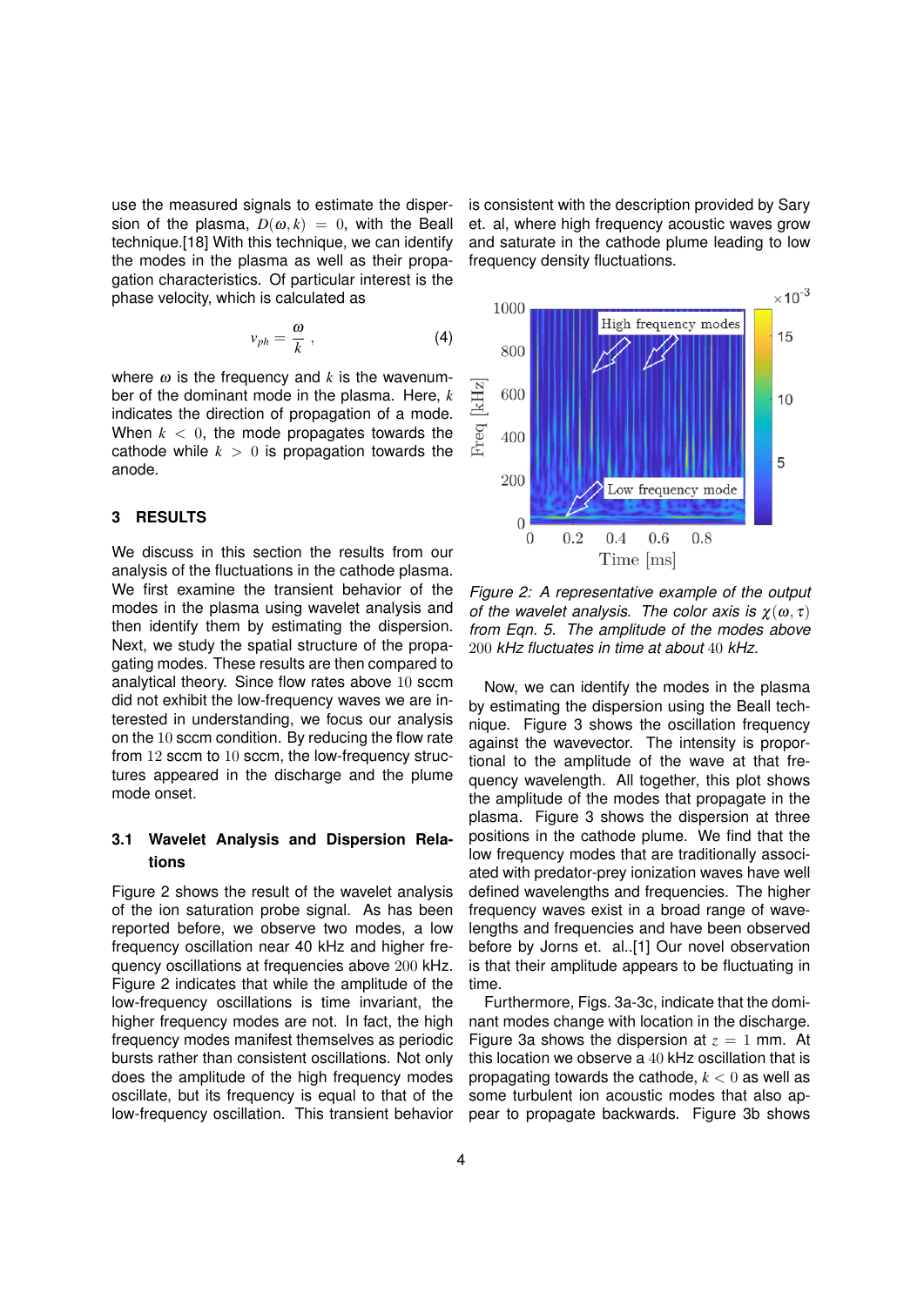use the measured signals to estimate the dispersion of the plasma, $D(\omega, k) = 0$, with the Beall technique.[18] With this technique, we can identify the modes in the plasma as well as their propagation characteristics. Of particular interest is the phase velocity, which is calculated as

$$v_{ph} = \frac{\omega}{k} \,, \tag{4}$$

where $\omega$ is the frequency and $k$ is the wavenumber of the dominant mode in the plasma. Here, $k$ indicates the direction of propagation of a mode. When $k < 0$, the mode propagates towards the cathode while $k > 0$ is propagation towards the anode.

## 3 RESULTS

We discuss in this section the results from our analysis of the fluctuations in the cathode plasma. We first examine the transient behavior of the modes in the plasma using wavelet analysis and then identify them by estimating the dispersion. Next, we study the spatial structure of the propagating modes. These results are then compared to analytical theory. Since flow rates above $10$ sccm did not exhibit the low-frequency waves we are interested in understanding, we focus our analysis on the $10$ sccm condition. By reducing the flow rate from $12$ sccm to $10$ sccm, the low-frequency structures appeared in the discharge and the plume mode onset.

### 3.1 Wavelet Analysis and Dispersion Relations

Figure 2 shows the result of the wavelet analysis of the ion saturation probe signal. As has been reported before, we observe two modes, a low frequency oscillation near 40 kHz and higher frequency oscillations at frequencies above $200$ kHz. Figure 2 indicates that while the amplitude of the low-frequency oscillations is time invariant, the higher frequency modes are not. In fact, the high frequency modes manifest themselves as periodic bursts rather than consistent oscillations. Not only does the amplitude of the high frequency modes oscillate, but its frequency is equal to that of the low-frequency oscillation. This transient behavior is consistent with the description provided by Sary et. al, where high frequency acoustic waves grow and saturate in the cathode plume leading to low frequency density fluctuations.

*Figure 2: A representative example of the output of the wavelet analysis. The color axis is $\chi(\omega, \tau)$ from Eqn. 5. The amplitude of the modes above $200$ kHz fluctuates in time at about $40$ kHz.*

Now, we can identify the modes in the plasma by estimating the dispersion using the Beall technique. Figure 3 shows the oscillation frequency against the wavevector. The intensity is proportional to the amplitude of the wave at that frequency wavelength. All together, this plot shows the amplitude of the modes that propagate in the plasma. Figure 3 shows the dispersion at three positions in the cathode plume. We find that the low frequency modes that are traditionally associated with predator-prey ionization waves have well defined wavelengths and frequencies. The higher frequency waves exist in a broad range of wavelengths and frequencies and have been observed before by Jorns et. al..[1] Our novel observation is that their amplitude appears to be fluctuating in time.

Furthermore, Figs. 3a-3c, indicate that the dominant modes change with location in the discharge. Figure 3a shows the dispersion at $z = 1$ mm. At this location we observe a $40$ kHz oscillation that is propagating towards the cathode, $k < 0$ as well as some turbulent ion acoustic modes that also appear to propagate backwards. Figure 3b shows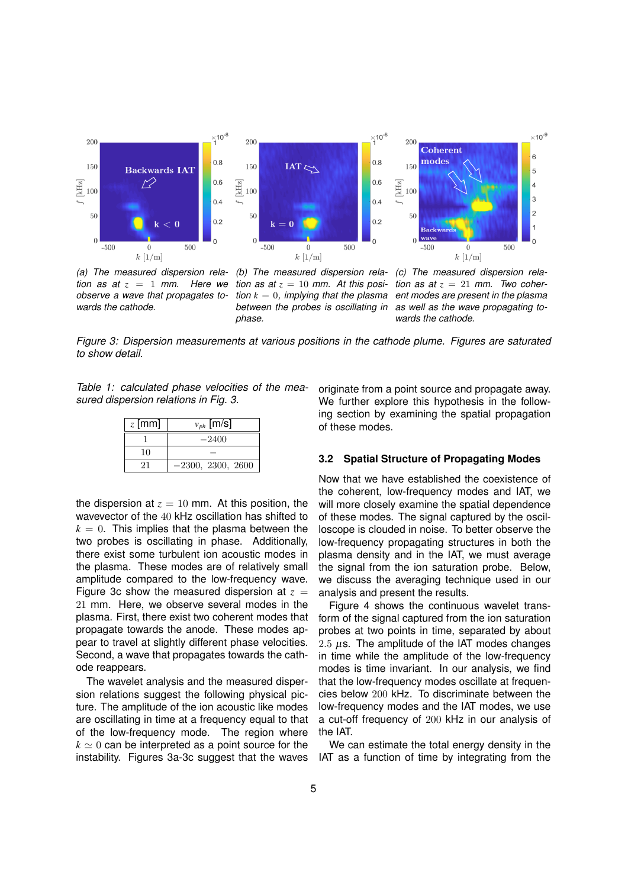(a) The measured dispersion relation as at $z = 1$ mm. Here we observe a wave that propagates towards the cathode.

(b) The measured dispersion relation as at $z = 10$ mm. At this position $k = 0$, implying that the plasma between the probes is oscillating in phase.

(c) The measured dispersion relation as at $z = 21$ mm. Two coherent modes are present in the plasma as well as the wave propagating towards the cathode.

*Figure 3: Dispersion measurements at various positions in the cathode plume. Figures are saturated to show detail.*

*Table 1: calculated phase velocities of the measured dispersion relations in Fig. 3.*

| $z$ [mm] | $v_{ph}$ [m/s] |
|---|---|
| 1 | $-2400$ |
| 10 | – |
| 21 | $-2300,\ 2300,\ 2600$ |

the dispersion at $z = 10$ mm. At this position, the wavevector of the 40 kHz oscillation has shifted to $k = 0$. This implies that the plasma between the two probes is oscillating in phase. Additionally, there exist some turbulent ion acoustic modes in the plasma. These modes are of relatively small amplitude compared to the low-frequency wave. Figure 3c show the measured dispersion at $z = 21$ mm. Here, we observe several modes in the plasma. First, there exist two coherent modes that propagate towards the anode. These modes appear to travel at slightly different phase velocities. Second, a wave that propagates towards the cathode reappears.

The wavelet analysis and the measured dispersion relations suggest the following physical picture. The amplitude of the ion acoustic like modes are oscillating in time at a frequency equal to that of the low-frequency mode. The region where $k \simeq 0$ can be interpreted as a point source for the instability. Figures 3a-3c suggest that the waves originate from a point source and propagate away. We further explore this hypothesis in the following section by examining the spatial propagation of these modes.

### 3.2 Spatial Structure of Propagating Modes

Now that we have established the coexistence of the coherent, low-frequency modes and IAT, we will more closely examine the spatial dependence of these modes. The signal captured by the oscilloscope is clouded in noise. To better observe the low-frequency propagating structures in both the plasma density and in the IAT, we must average the signal from the ion saturation probe. Below, we discuss the averaging technique used in our analysis and present the results.

Figure 4 shows the continuous wavelet transform of the signal captured from the ion saturation probes at two points in time, separated by about $2.5$ $\mu$s. The amplitude of the IAT modes changes in time while the amplitude of the low-frequency modes is time invariant. In our analysis, we find that the low-frequency modes oscillate at frequencies below 200 kHz. To discriminate between the low-frequency modes and the IAT modes, we use a cut-off frequency of 200 kHz in our analysis of the IAT.

We can estimate the total energy density in the IAT as a function of time by integrating from the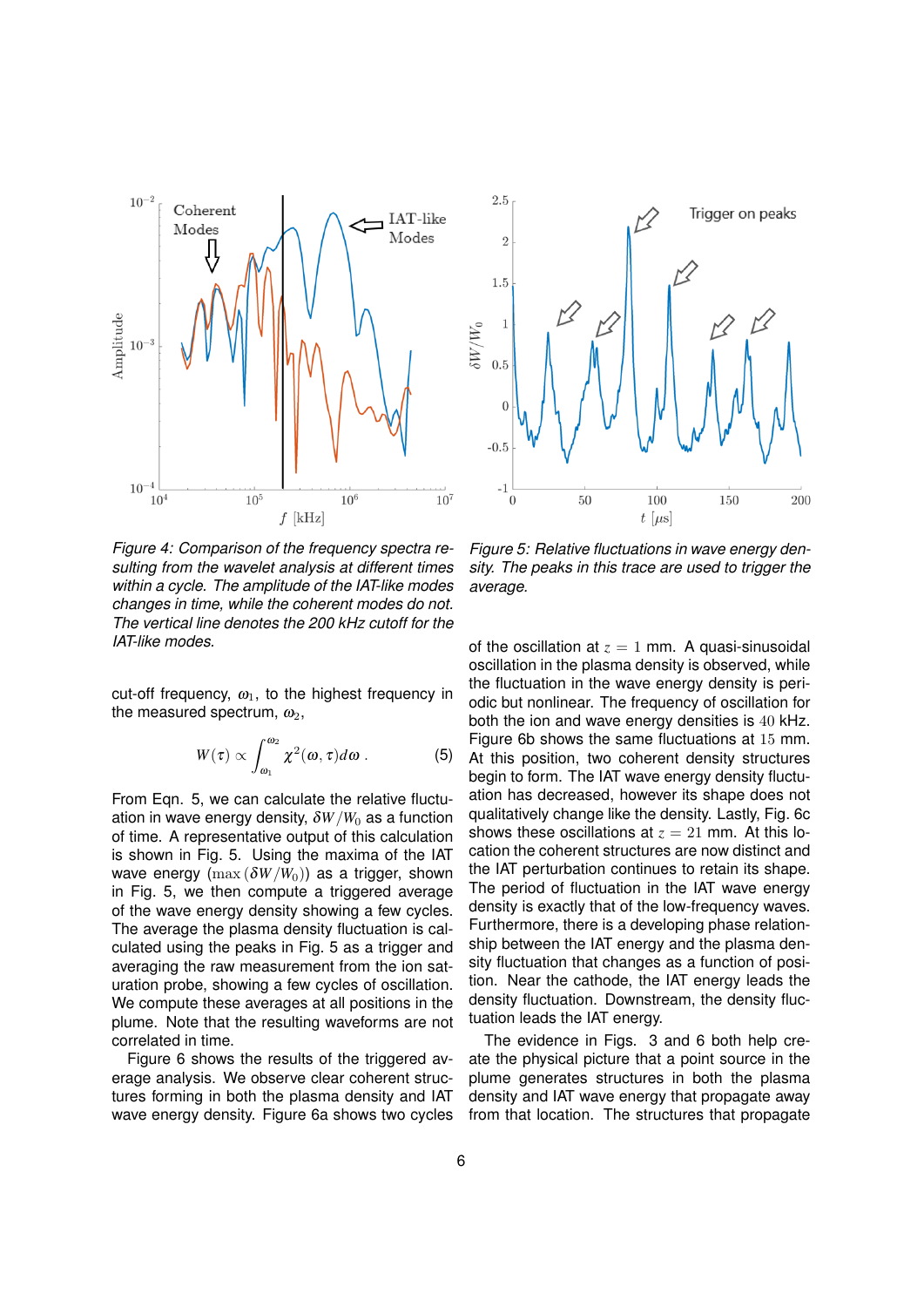Figure 4: Comparison of the frequency spectra resulting from the wavelet analysis at different times within a cycle. The amplitude of the IAT-like modes changes in time, while the coherent modes do not. The vertical line denotes the 200 kHz cutoff for the IAT-like modes.

Figure 5: Relative fluctuations in wave energy density. The peaks in this trace are used to trigger the average.

cut-off frequency, $\omega_1$, to the highest frequency in the measured spectrum, $\omega_2$,

$$W(\tau) \propto \int_{\omega_1}^{\omega_2} \chi^2(\omega, \tau) d\omega \; . \tag{5}$$

From Eqn. 5, we can calculate the relative fluctuation in wave energy density, $\delta W/W_0$ as a function of time. A representative output of this calculation is shown in Fig. 5. Using the maxima of the IAT wave energy $(\max{(\delta W/W_0)})$ as a trigger, shown in Fig. 5, we then compute a triggered average of the wave energy density showing a few cycles. The average the plasma density fluctuation is calculated using the peaks in Fig. 5 as a trigger and averaging the raw measurement from the ion saturation probe, showing a few cycles of oscillation. We compute these averages at all positions in the plume. Note that the resulting waveforms are not correlated in time.

Figure 6 shows the results of the triggered average analysis. We observe clear coherent structures forming in both the plasma density and IAT wave energy density. Figure 6a shows two cycles of the oscillation at $z = 1$ mm. A quasi-sinusoidal oscillation in the plasma density is observed, while the fluctuation in the wave energy density is periodic but nonlinear. The frequency of oscillation for both the ion and wave energy densities is $40$ kHz. Figure 6b shows the same fluctuations at $15$ mm. At this position, two coherent density structures begin to form. The IAT wave energy density fluctuation has decreased, however its shape does not qualitatively change like the density. Lastly, Fig. 6c shows these oscillations at $z = 21$ mm. At this location the coherent structures are now distinct and the IAT perturbation continues to retain its shape. The period of fluctuation in the IAT wave energy density is exactly that of the low-frequency waves. Furthermore, there is a developing phase relationship between the IAT energy and the plasma density fluctuation that changes as a function of position. Near the cathode, the IAT energy leads the density fluctuation. Downstream, the density fluctuation leads the IAT energy.

The evidence in Figs. 3 and 6 both help create the physical picture that a point source in the plume generates structures in both the plasma density and IAT wave energy that propagate away from that location. The structures that propagate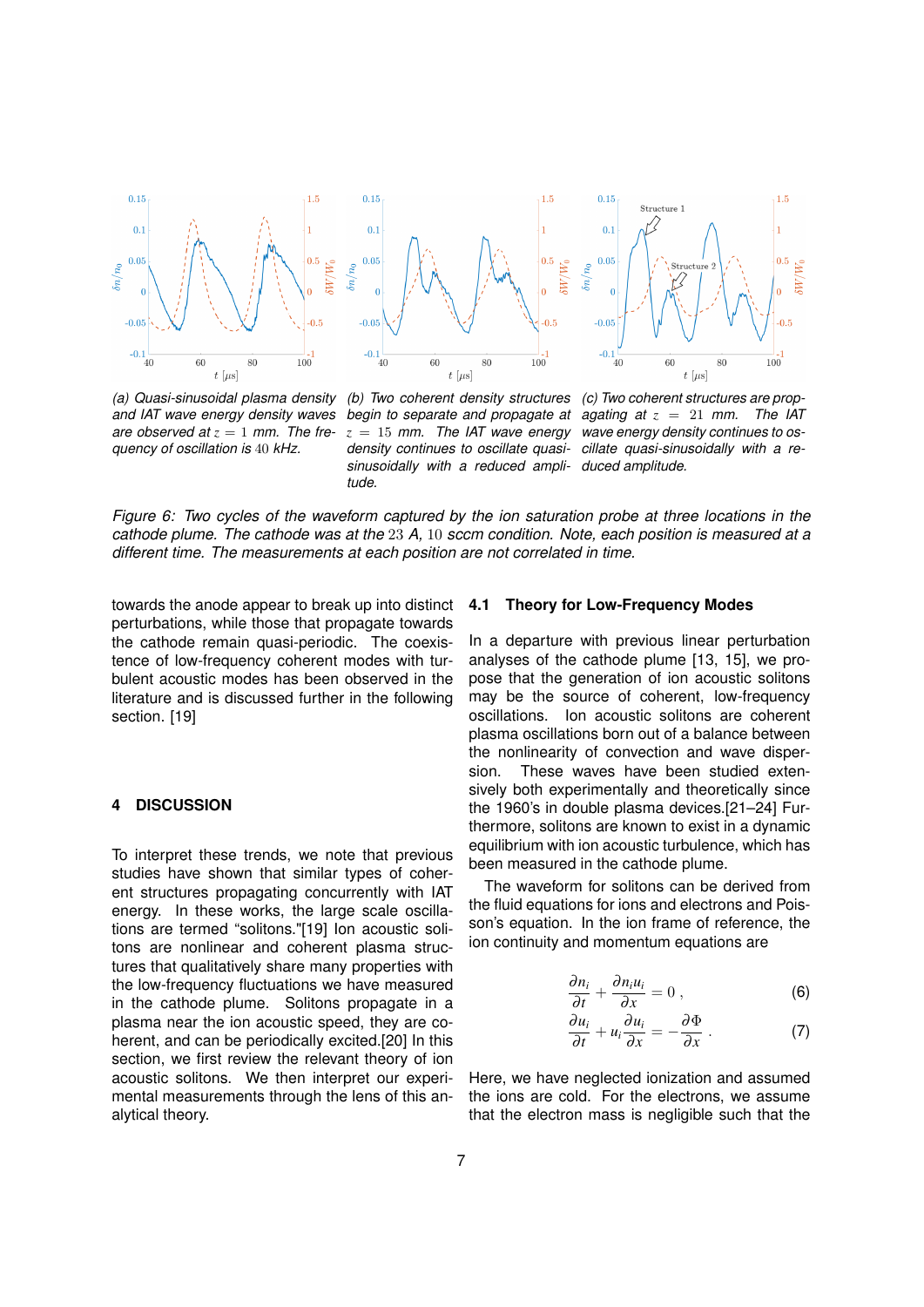(a) Quasi-sinusoidal plasma density and IAT wave energy density waves are observed at $z = 1$ mm. The frequency of oscillation is 40 kHz.

(b) Two coherent density structures begin to separate and propagate at $z = 15$ mm. The IAT wave energy density continues to oscillate quasi-sinusoidally with a reduced amplitude.

(c) Two coherent structures are propagating at $z = 21$ mm. The IAT wave energy density continues to oscillate quasi-sinusoidally with a reduced amplitude.

*Figure 6: Two cycles of the waveform captured by the ion saturation probe at three locations in the cathode plume. The cathode was at the 23 A, 10 sccm condition. Note, each position is measured at a different time. The measurements at each position are not correlated in time.*

towards the anode appear to break up into distinct perturbations, while those that propagate towards the cathode remain quasi-periodic. The coexistence of low-frequency coherent modes with turbulent acoustic modes has been observed in the literature and is discussed further in the following section. [19]

## 4 DISCUSSION

To interpret these trends, we note that previous studies have shown that similar types of coherent structures propagating concurrently with IAT energy. In these works, the large scale oscillations are termed "solitons."[19] Ion acoustic solitons are nonlinear and coherent plasma structures that qualitatively share many properties with the low-frequency fluctuations we have measured in the cathode plume. Solitons propagate in a plasma near the ion acoustic speed, they are coherent, and can be periodically excited.[20] In this section, we first review the relevant theory of ion acoustic solitons. We then interpret our experimental measurements through the lens of this analytical theory.

### 4.1 Theory for Low-Frequency Modes

In a departure with previous linear perturbation analyses of the cathode plume [13, 15], we propose that the generation of ion acoustic solitons may be the source of coherent, low-frequency oscillations. Ion acoustic solitons are coherent plasma oscillations born out of a balance between the nonlinearity of convection and wave dispersion. These waves have been studied extensively both experimentally and theoretically since the 1960's in double plasma devices.[21–24] Furthermore, solitons are known to exist in a dynamic equilibrium with ion acoustic turbulence, which has been measured in the cathode plume.

The waveform for solitons can be derived from the fluid equations for ions and electrons and Poisson's equation. In the ion frame of reference, the ion continuity and momentum equations are

$$\frac{\partial n_i}{\partial t} + \frac{\partial n_i u_i}{\partial x} = 0 \, , \tag{6}$$

$$\frac{\partial u_i}{\partial t} + u_i \frac{\partial u_i}{\partial x} = -\frac{\partial \Phi}{\partial x} \, . \tag{7}$$

Here, we have neglected ionization and assumed the ions are cold. For the electrons, we assume that the electron mass is negligible such that the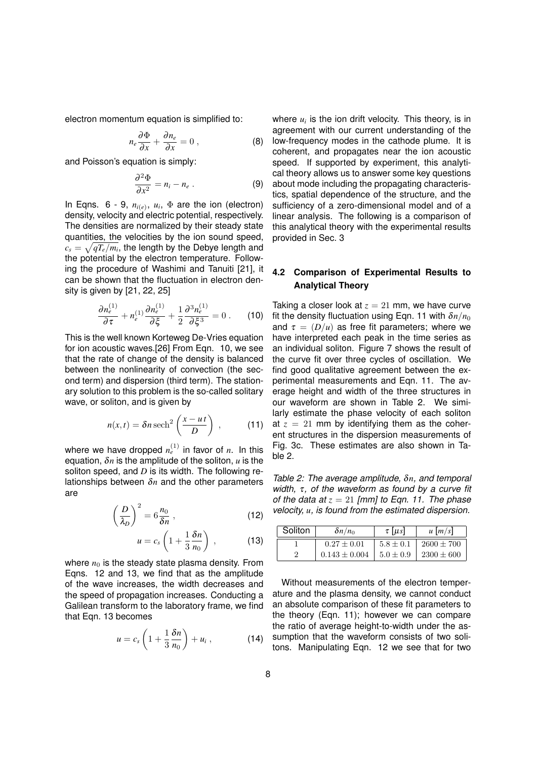electron momentum equation is simplified to:

$$n_e \frac{\partial \Phi}{\partial x} + \frac{\partial n_e}{\partial x} = 0 \,, \tag{8}$$

and Poisson's equation is simply:

$$\frac{\partial^2 \Phi}{\partial x^2} = n_i - n_e \,. \tag{9}$$

In Eqns. 6 - 9, $n_{i(e)}$, $u_i$, $\Phi$ are the ion (electron) density, velocity and electric potential, respectively. The densities are normalized by their steady state quantities, the velocities by the ion sound speed, $c_s = \sqrt{qT_e/m_i}$, the length by the Debye length and the potential by the electron temperature. Following the procedure of Washimi and Tanuiti [21], it can be shown that the fluctuation in electron density is given by [21, 22, 25]

$$\frac{\partial n_e^{(1)}}{\partial \tau} + n_e^{(1)} \frac{\partial n_e^{(1)}}{\partial \xi} + \frac{1}{2} \frac{\partial^3 n_e^{(1)}}{\partial \xi^3} = 0 \,. \tag{10}$$

This is the well known Korteweg De-Vries equation for ion acoustic waves.[26] From Eqn. 10, we see that the rate of change of the density is balanced between the nonlinearity of convection (the second term) and dispersion (third term). The stationary solution to this problem is the so-called solitary wave, or soliton, and is given by

$$n(x,t) = \delta n \, \mathrm{sech}^2 \left( \frac{x - u\,t}{D} \right) \,, \tag{11}$$

where we have dropped $n_e^{(1)}$ in favor of $n$. In this equation, $\delta n$ is the amplitude of the soliton, $u$ is the soliton speed, and $D$ is its width. The following relationships between $\delta n$ and the other parameters are

$$\left( \frac{D}{\lambda_D} \right)^2 = 6 \frac{n_0}{\delta n} \,, \tag{12}$$

$$u = c_s \left( 1 + \frac{1}{3} \frac{\delta n}{n_0} \right) \,, \tag{13}$$

where $n_0$ is the steady state plasma density. From Eqns. 12 and 13, we find that as the amplitude of the wave increases, the width decreases and the speed of propagation increases. Conducting a Galilean transform to the laboratory frame, we find that Eqn. 13 becomes

$$u = c_s \left( 1 + \frac{1}{3} \frac{\delta n}{n_0} \right) + u_i \,, \tag{14}$$

where $u_i$ is the ion drift velocity. This theory, is in agreement with our current understanding of the low-frequency modes in the cathode plume. It is coherent, and propagates near the ion acoustic speed. If supported by experiment, this analytical theory allows us to answer some key questions about mode including the propagating characteristics, spatial dependence of the structure, and the sufficiency of a zero-dimensional model and of a linear analysis. The following is a comparison of this analytical theory with the experimental results provided in Sec. 3

### 4.2 Comparison of Experimental Results to Analytical Theory

Taking a closer look at $z = 21$ mm, we have curve fit the density fluctuation using Eqn. 11 with $\delta n / n_0$ and $\tau = (D/u)$ as free fit parameters; where we have interpreted each peak in the time series as an individual soliton. Figure 7 shows the result of the curve fit over three cycles of oscillation. We find good qualitative agreement between the experimental measurements and Eqn. 11. The average height and width of the three structures in our waveform are shown in Table 2. We similarly estimate the phase velocity of each soliton at $z = 21$ mm by identifying them as the coherent structures in the dispersion measurements of Fig. 3c. These estimates are also shown in Table 2.

*Table 2: The average amplitude, $\delta n$, and temporal width, $\tau$, of the waveform as found by a curve fit of the data at $z = 21$ [mm] to Eqn. 11. The phase velocity, $u$, is found from the estimated dispersion.*

| Soliton | $\delta n / n_0$ | $\tau$ [$\mu s$] | $u$ [$m/s$] |
|---|---|---|---|
| 1 | $0.27 \pm 0.01$ | $5.8 \pm 0.1$ | $2600 \pm 700$ |
| 2 | $0.143 \pm 0.004$ | $5.0 \pm 0.9$ | $2300 \pm 600$ |

Without measurements of the electron temperature and the plasma density, we cannot conduct an absolute comparison of these fit parameters to the theory (Eqn. 11); however we can compare the ratio of average height-to-width under the assumption that the waveform consists of two solitons. Manipulating Eqn. 12 we see that for two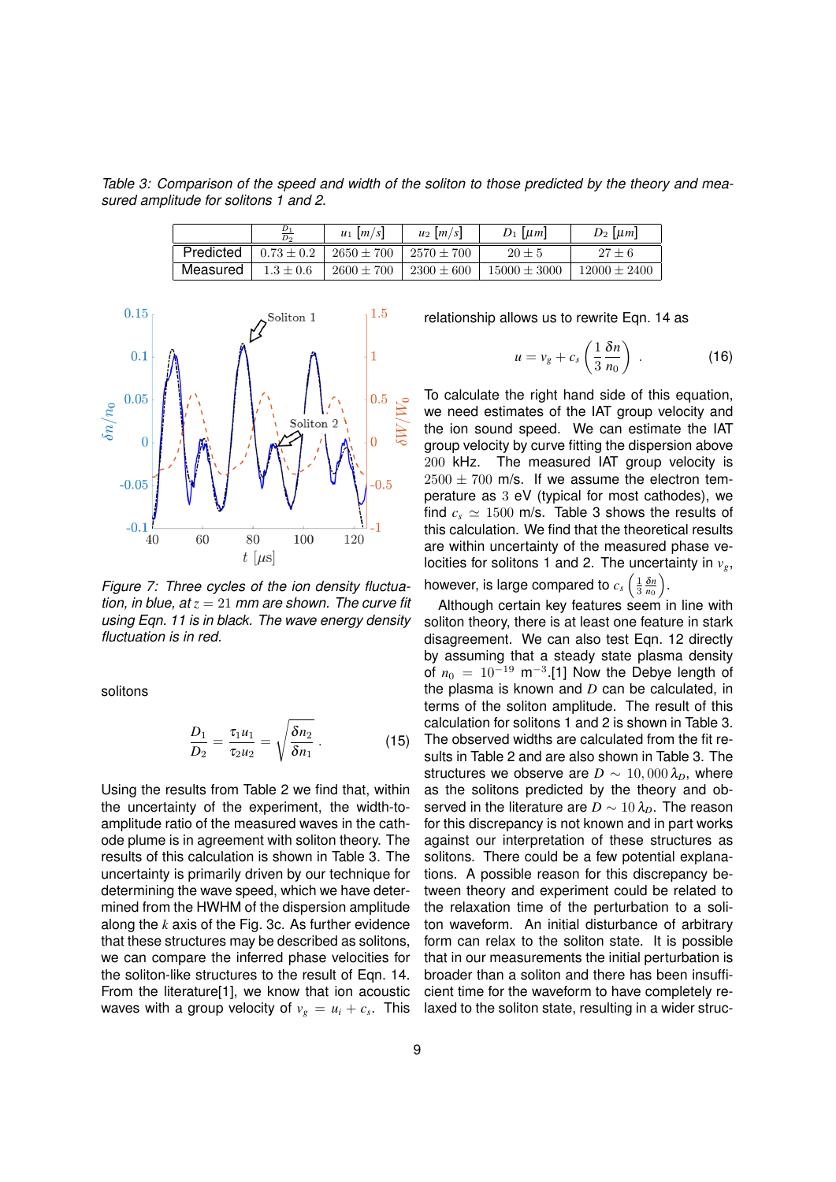*Table 3: Comparison of the speed and width of the soliton to those predicted by the theory and measured amplitude for solitons 1 and 2.*

| | $\frac{D_1}{D_2}$ | $u_1$ $[m/s]$ | $u_2$ $[m/s]$ | $D_1$ $[\mu m]$ | $D_2$ $[\mu m]$ |
|---|---|---|---|---|---|
| Predicted | $0.73 \pm 0.2$ | $2650 \pm 700$ | $2570 \pm 700$ | $20 \pm 5$ | $27 \pm 6$ |
| Measured | $1.3 \pm 0.6$ | $2600 \pm 700$ | $2300 \pm 600$ | $15000 \pm 3000$ | $12000 \pm 2400$ |

*Figure 7: Three cycles of the ion density fluctuation, in blue, at $z = 21$ mm are shown. The curve fit using Eqn. 11 is in black. The wave energy density fluctuation is in red.*

solitons

$$\frac{D_1}{D_2} = \frac{\tau_1 u_1}{\tau_2 u_2} = \sqrt{\frac{\delta n_2}{\delta n_1}}. \tag{15}$$

Using the results from Table 2 we find that, within the uncertainty of the experiment, the width-to-amplitude ratio of the measured waves in the cathode plume is in agreement with soliton theory. The results of this calculation is shown in Table 3. The uncertainty is primarily driven by our technique for determining the wave speed, which we have determined from the HWHM of the dispersion amplitude along the $k$ axis of the Fig. 3c. As further evidence that these structures may be described as solitons, we can compare the inferred phase velocities for the soliton-like structures to the result of Eqn. 14. From the literature[1], we know that ion acoustic waves with a group velocity of $v_g = u_i + c_s$. This relationship allows us to rewrite Eqn. 14 as

$$u = v_g + c_s \left( \frac{1}{3} \frac{\delta n}{n_0} \right). \tag{16}$$

To calculate the right hand side of this equation, we need estimates of the IAT group velocity and the ion sound speed. We can estimate the IAT group velocity by curve fitting the dispersion above $200$ kHz. The measured IAT group velocity is $2500 \pm 700$ m/s. If we assume the electron temperature as $3$ eV (typical for most cathodes), we find $c_s \simeq 1500$ m/s. Table 3 shows the results of this calculation. We find that the theoretical results are within uncertainty of the measured phase velocities for solitons 1 and 2. The uncertainty in $v_g$, however, is large compared to $c_s \left( \frac{1}{3} \frac{\delta n}{n_0} \right)$.

Although certain key features seem in line with soliton theory, there is at least one feature in stark disagreement. We can also test Eqn. 12 directly by assuming that a steady state plasma density of $n_0 = 10^{-19}$ m$^{-3}$.[1] Now the Debye length of the plasma is known and $D$ can be calculated, in terms of the soliton amplitude. The result of this calculation for solitons 1 and 2 is shown in Table 3. The observed widths are calculated from the fit results in Table 2 and are also shown in Table 3. The structures we observe are $D \sim 10,000\,\lambda_D$, where as the solitons predicted by the theory and observed in the literature are $D \sim 10\,\lambda_D$. The reason for this discrepancy is not known and in part works against our interpretation of these structures as solitons. There could be a few potential explanations. A possible reason for this discrepancy between theory and experiment could be related to the relaxation time of the perturbation to a soliton waveform. An initial disturbance of arbitrary form can relax to the soliton state. It is possible that in our measurements the initial perturbation is broader than a soliton and there has been insufficient time for the waveform to have completely relaxed to the soliton state, resulting in a wider struc-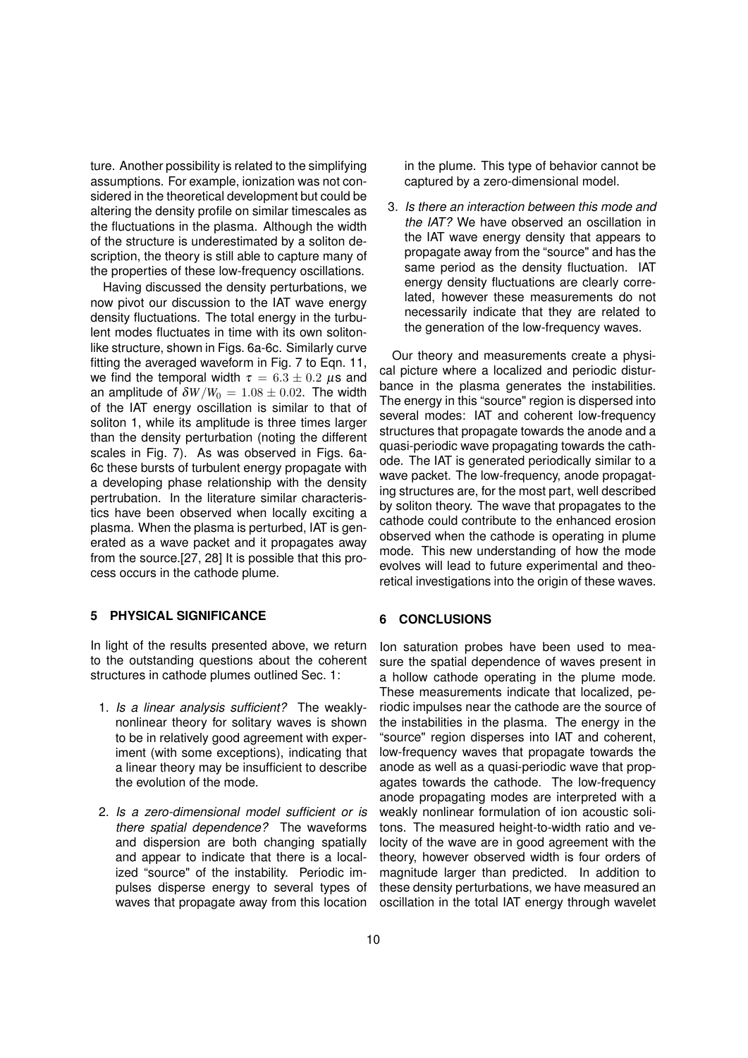ture. Another possibility is related to the simplifying assumptions. For example, ionization was not considered in the theoretical development but could be altering the density profile on similar timescales as the fluctuations in the plasma. Although the width of the structure is underestimated by a soliton description, the theory is still able to capture many of the properties of these low-frequency oscillations.

Having discussed the density perturbations, we now pivot our discussion to the IAT wave energy density fluctuations. The total energy in the turbulent modes fluctuates in time with its own soliton-like structure, shown in Figs. 6a-6c. Similarly curve fitting the averaged waveform in Fig. 7 to Eqn. 11, we find the temporal width $\tau = 6.3 \pm 0.2$ $\mu$s and an amplitude of $\delta W/W_0 = 1.08 \pm 0.02$. The width of the IAT energy oscillation is similar to that of soliton 1, while its amplitude is three times larger than the density perturbation (noting the different scales in Fig. 7). As was observed in Figs. 6a-6c these bursts of turbulent energy propagate with a developing phase relationship with the density pertrubation. In the literature similar characteristics have been observed when locally exciting a plasma. When the plasma is perturbed, IAT is generated as a wave packet and it propagates away from the source.[27, 28] It is possible that this process occurs in the cathode plume.

## 5 PHYSICAL SIGNIFICANCE

In light of the results presented above, we return to the outstanding questions about the coherent structures in cathode plumes outlined Sec. 1:

1. *Is a linear analysis sufficient?* The weakly-nonlinear theory for solitary waves is shown to be in relatively good agreement with experiment (with some exceptions), indicating that a linear theory may be insufficient to describe the evolution of the mode.

2. *Is a zero-dimensional model sufficient or is there spatial dependence?* The waveforms and dispersion are both changing spatially and appear to indicate that there is a localized "source" of the instability. Periodic impulses disperse energy to several types of waves that propagate away from this location in the plume. This type of behavior cannot be captured by a zero-dimensional model.

3. *Is there an interaction between this mode and the IAT?* We have observed an oscillation in the IAT wave energy density that appears to propagate away from the "source" and has the same period as the density fluctuation. IAT energy density fluctuations are clearly correlated, however these measurements do not necessarily indicate that they are related to the generation of the low-frequency waves.

Our theory and measurements create a physical picture where a localized and periodic disturbance in the plasma generates the instabilities. The energy in this "source" region is dispersed into several modes: IAT and coherent low-frequency structures that propagate towards the anode and a quasi-periodic wave propagating towards the cathode. The IAT is generated periodically similar to a wave packet. The low-frequency, anode propagating structures are, for the most part, well described by soliton theory. The wave that propagates to the cathode could contribute to the enhanced erosion observed when the cathode is operating in plume mode. This new understanding of how the mode evolves will lead to future experimental and theoretical investigations into the origin of these waves.

## 6 CONCLUSIONS

Ion saturation probes have been used to measure the spatial dependence of waves present in a hollow cathode operating in the plume mode. These measurements indicate that localized, periodic impulses near the cathode are the source of the instabilities in the plasma. The energy in the "source" region disperses into IAT and coherent, low-frequency waves that propagate towards the anode as well as a quasi-periodic wave that propagates towards the cathode. The low-frequency anode propagating modes are interpreted with a weakly nonlinear formulation of ion acoustic solitons. The measured height-to-width ratio and velocity of the wave are in good agreement with the theory, however observed width is four orders of magnitude larger than predicted. In addition to these density perturbations, we have measured an oscillation in the total IAT energy through wavelet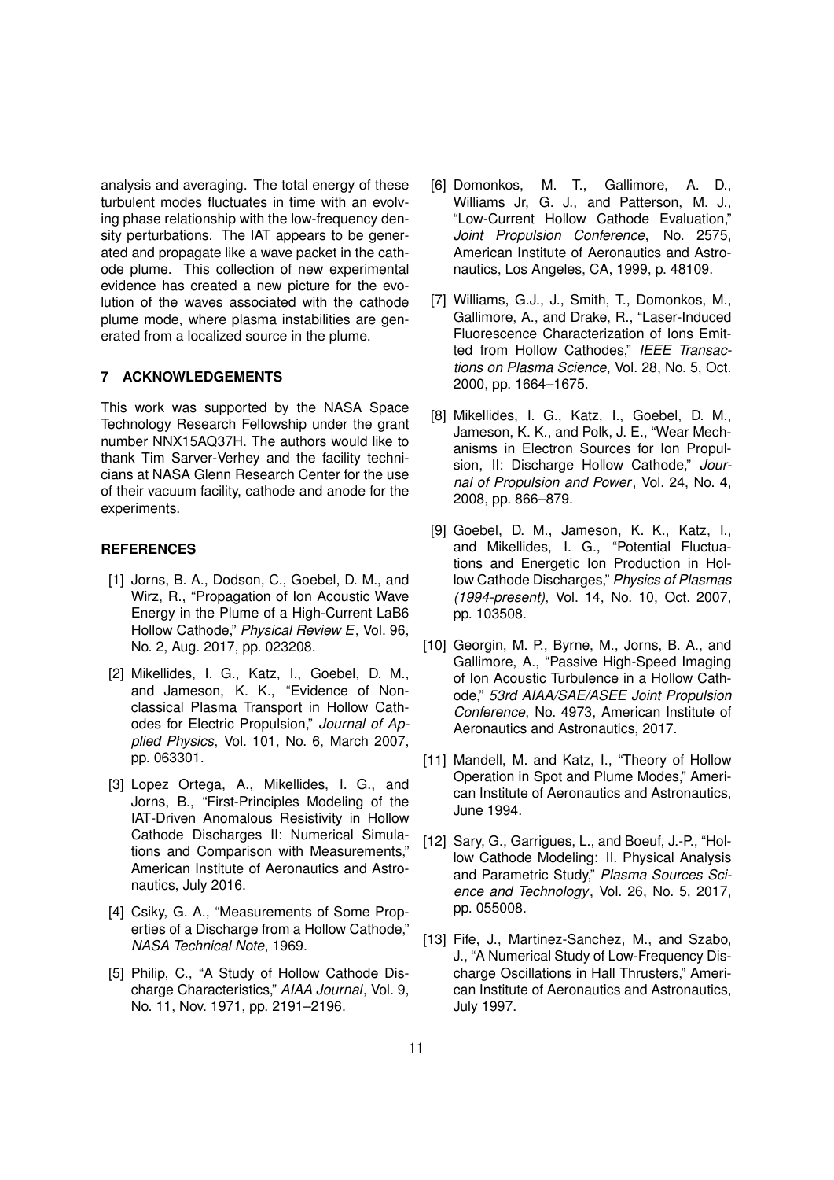analysis and averaging. The total energy of these turbulent modes fluctuates in time with an evolving phase relationship with the low-frequency density perturbations. The IAT appears to be generated and propagate like a wave packet in the cathode plume. This collection of new experimental evidence has created a new picture for the evolution of the waves associated with the cathode plume mode, where plasma instabilities are generated from a localized source in the plume.

## 7 ACKNOWLEDGEMENTS

This work was supported by the NASA Space Technology Research Fellowship under the grant number NNX15AQ37H. The authors would like to thank Tim Sarver-Verhey and the facility technicians at NASA Glenn Research Center for the use of their vacuum facility, cathode and anode for the experiments.

## REFERENCES

[1] Jorns, B. A., Dodson, C., Goebel, D. M., and Wirz, R., "Propagation of Ion Acoustic Wave Energy in the Plume of a High-Current LaB6 Hollow Cathode," *Physical Review E*, Vol. 96, No. 2, Aug. 2017, pp. 023208.

[2] Mikellides, I. G., Katz, I., Goebel, D. M., and Jameson, K. K., "Evidence of Nonclassical Plasma Transport in Hollow Cathodes for Electric Propulsion," *Journal of Applied Physics*, Vol. 101, No. 6, March 2007, pp. 063301.

[3] Lopez Ortega, A., Mikellides, I. G., and Jorns, B., "First-Principles Modeling of the IAT-Driven Anomalous Resistivity in Hollow Cathode Discharges II: Numerical Simulations and Comparison with Measurements," American Institute of Aeronautics and Astronautics, July 2016.

[4] Csiky, G. A., "Measurements of Some Properties of a Discharge from a Hollow Cathode," *NASA Technical Note*, 1969.

[5] Philip, C., "A Study of Hollow Cathode Discharge Characteristics," *AIAA Journal*, Vol. 9, No. 11, Nov. 1971, pp. 2191–2196.

[6] Domonkos, M. T., Gallimore, A. D., Williams Jr, G. J., and Patterson, M. J., "Low-Current Hollow Cathode Evaluation," *Joint Propulsion Conference*, No. 2575, American Institute of Aeronautics and Astronautics, Los Angeles, CA, 1999, p. 48109.

[7] Williams, G.J., J., Smith, T., Domonkos, M., Gallimore, A., and Drake, R., "Laser-Induced Fluorescence Characterization of Ions Emitted from Hollow Cathodes," *IEEE Transactions on Plasma Science*, Vol. 28, No. 5, Oct. 2000, pp. 1664–1675.

[8] Mikellides, I. G., Katz, I., Goebel, D. M., Jameson, K. K., and Polk, J. E., "Wear Mechanisms in Electron Sources for Ion Propulsion, II: Discharge Hollow Cathode," *Journal of Propulsion and Power*, Vol. 24, No. 4, 2008, pp. 866–879.

[9] Goebel, D. M., Jameson, K. K., Katz, I., and Mikellides, I. G., "Potential Fluctuations and Energetic Ion Production in Hollow Cathode Discharges," *Physics of Plasmas (1994-present)*, Vol. 14, No. 10, Oct. 2007, pp. 103508.

[10] Georgin, M. P., Byrne, M., Jorns, B. A., and Gallimore, A., "Passive High-Speed Imaging of Ion Acoustic Turbulence in a Hollow Cathode," *53rd AIAA/SAE/ASEE Joint Propulsion Conference*, No. 4973, American Institute of Aeronautics and Astronautics, 2017.

[11] Mandell, M. and Katz, I., "Theory of Hollow Operation in Spot and Plume Modes," American Institute of Aeronautics and Astronautics, June 1994.

[12] Sary, G., Garrigues, L., and Boeuf, J.-P., "Hollow Cathode Modeling: II. Physical Analysis and Parametric Study," *Plasma Sources Science and Technology*, Vol. 26, No. 5, 2017, pp. 055008.

[13] Fife, J., Martinez-Sanchez, M., and Szabo, J., "A Numerical Study of Low-Frequency Discharge Oscillations in Hall Thrusters," American Institute of Aeronautics and Astronautics, July 1997.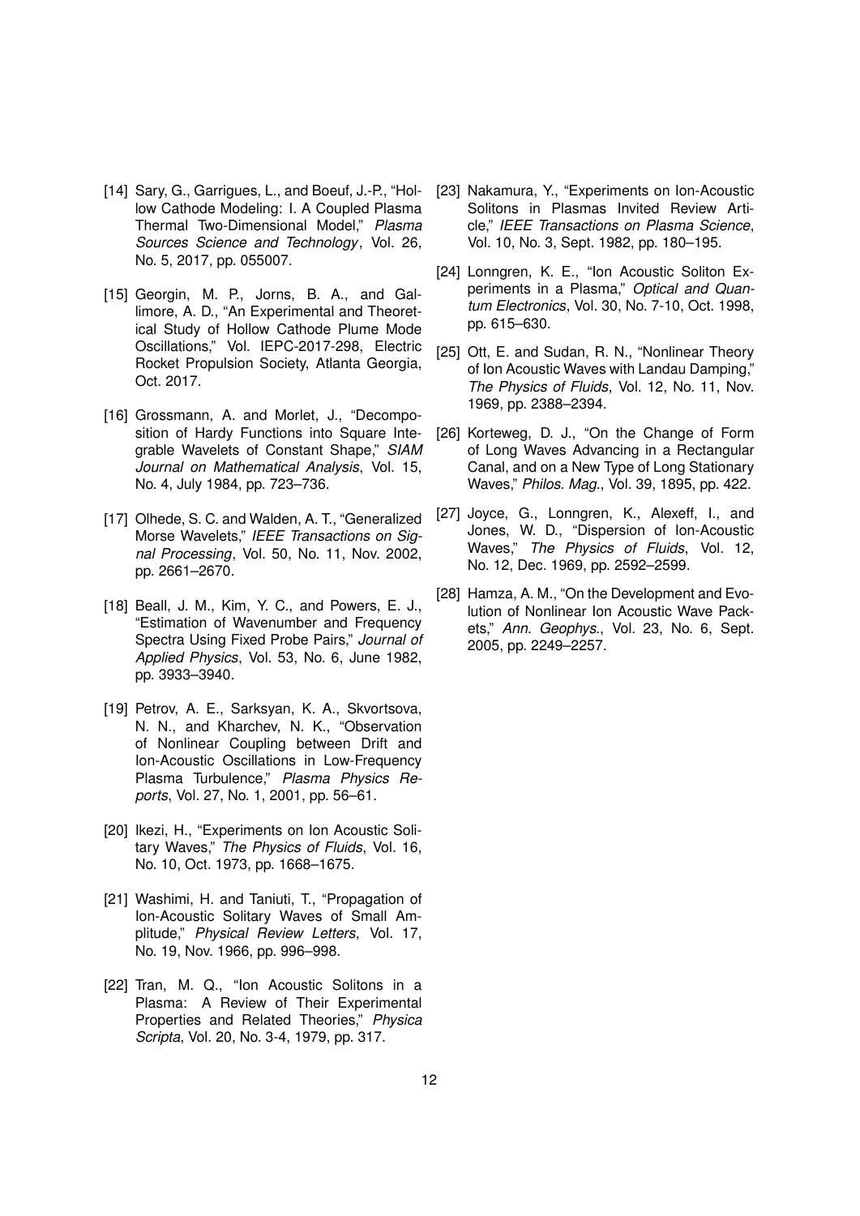[14] Sary, G., Garrigues, L., and Boeuf, J.-P., "Hollow Cathode Modeling: I. A Coupled Plasma Thermal Two-Dimensional Model," *Plasma Sources Science and Technology*, Vol. 26, No. 5, 2017, pp. 055007.

[15] Georgin, M. P., Jorns, B. A., and Gallimore, A. D., "An Experimental and Theoretical Study of Hollow Cathode Plume Mode Oscillations," Vol. IEPC-2017-298, Electric Rocket Propulsion Society, Atlanta Georgia, Oct. 2017.

[16] Grossmann, A. and Morlet, J., "Decomposition of Hardy Functions into Square Integrable Wavelets of Constant Shape," *SIAM Journal on Mathematical Analysis*, Vol. 15, No. 4, July 1984, pp. 723–736.

[17] Olhede, S. C. and Walden, A. T., "Generalized Morse Wavelets," *IEEE Transactions on Signal Processing*, Vol. 50, No. 11, Nov. 2002, pp. 2661–2670.

[18] Beall, J. M., Kim, Y. C., and Powers, E. J., "Estimation of Wavenumber and Frequency Spectra Using Fixed Probe Pairs," *Journal of Applied Physics*, Vol. 53, No. 6, June 1982, pp. 3933–3940.

[19] Petrov, A. E., Sarksyan, K. A., Skvortsova, N. N., and Kharchev, N. K., "Observation of Nonlinear Coupling between Drift and Ion-Acoustic Oscillations in Low-Frequency Plasma Turbulence," *Plasma Physics Reports*, Vol. 27, No. 1, 2001, pp. 56–61.

[20] Ikezi, H., "Experiments on Ion Acoustic Solitary Waves," *The Physics of Fluids*, Vol. 16, No. 10, Oct. 1973, pp. 1668–1675.

[21] Washimi, H. and Taniuti, T., "Propagation of Ion-Acoustic Solitary Waves of Small Amplitude," *Physical Review Letters*, Vol. 17, No. 19, Nov. 1966, pp. 996–998.

[22] Tran, M. Q., "Ion Acoustic Solitons in a Plasma: A Review of Their Experimental Properties and Related Theories," *Physica Scripta*, Vol. 20, No. 3-4, 1979, pp. 317.

[23] Nakamura, Y., "Experiments on Ion-Acoustic Solitons in Plasmas Invited Review Article," *IEEE Transactions on Plasma Science*, Vol. 10, No. 3, Sept. 1982, pp. 180–195.

[24] Lonngren, K. E., "Ion Acoustic Soliton Experiments in a Plasma," *Optical and Quantum Electronics*, Vol. 30, No. 7-10, Oct. 1998, pp. 615–630.

[25] Ott, E. and Sudan, R. N., "Nonlinear Theory of Ion Acoustic Waves with Landau Damping," *The Physics of Fluids*, Vol. 12, No. 11, Nov. 1969, pp. 2388–2394.

[26] Korteweg, D. J., "On the Change of Form of Long Waves Advancing in a Rectangular Canal, and on a New Type of Long Stationary Waves," *Philos. Mag.*, Vol. 39, 1895, pp. 422.

[27] Joyce, G., Lonngren, K., Alexeff, I., and Jones, W. D., "Dispersion of Ion-Acoustic Waves," *The Physics of Fluids*, Vol. 12, No. 12, Dec. 1969, pp. 2592–2599.

[28] Hamza, A. M., "On the Development and Evolution of Nonlinear Ion Acoustic Wave Packets," *Ann. Geophys.*, Vol. 23, No. 6, Sept. 2005, pp. 2249–2257.